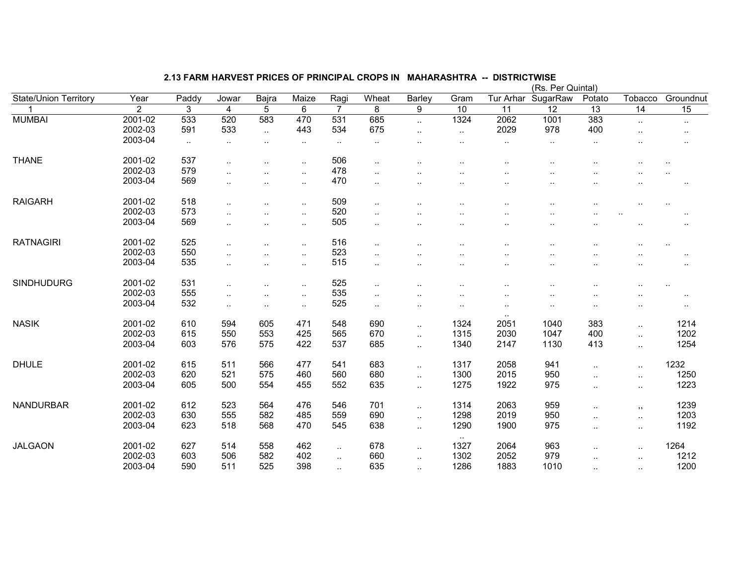## 2.13 FARM HARVEST PRICES OF PRINCIPAL CROPS IN MAHARASHTRA -- DISTRICTWISE

(Rs. Per Quintal)

| State/Union Territory | Year | Paddy | Jowar | Bajra | Maize | Ragi | Wheat | Barley | Gram | Tur Arhar | SugarRaw | Potato | Tobacco | Groundnut |
|---|---|---|---|---|---|---|---|---|---|---|---|---|---|---|
| 1 | 2 | 3 | 4 | 5 | 6 | 7 | 8 | 9 | 10 | 11 | 12 | 13 | 14 | 15 |
| MUMBAI | 2001-02 | 533 | 520 | 583 | 470 | 531 | 685 | .. | 1324 | 2062 | 1001 | 383 | .. | .. |
| | 2002-03 | 591 | 533 | .. | 443 | 534 | 675 | .. | .. | 2029 | 978 | 400 | .. | .. |
| | 2003-04 | .. | .. | .. | .. | .. | .. | .. | .. | .. | .. | .. | .. | .. |
| THANE | 2001-02 | 537 | .. | .. | .. | 506 | .. | .. | .. | .. | .. | .. | .. | .. |
| | 2002-03 | 579 | .. | .. | .. | 478 | .. | .. | .. | .. | .. | .. | .. | .. |
| | 2003-04 | 569 | .. | .. | .. | 470 | .. | .. | .. | .. | .. | .. | .. | .. |
| RAIGARH | 2001-02 | 518 | .. | .. | .. | 509 | .. | .. | .. | .. | .. | .. | .. | .. |
| | 2002-03 | 573 | .. | .. | .. | 520 | .. | .. | .. | .. | .. | .. | .. | .. |
| | 2003-04 | 569 | .. | .. | .. | 505 | .. | .. | .. | .. | .. | .. | .. | .. |
| RATNAGIRI | 2001-02 | 525 | .. | .. | .. | 516 | .. | .. | .. | .. | .. | .. | .. | .. |
| | 2002-03 | 550 | .. | .. | .. | 523 | .. | .. | .. | .. | .. | .. | .. | .. |
| | 2003-04 | 535 | .. | .. | .. | 515 | .. | .. | .. | .. | .. | .. | .. | .. |
| SINDHUDURG | 2001-02 | 531 | .. | .. | .. | 525 | .. | .. | .. | .. | .. | .. | .. | .. |
| | 2002-03 | 555 | .. | .. | .. | 535 | .. | .. | .. | .. | .. | .. | .. | .. |
| | 2003-04 | 532 | .. | .. | .. | 525 | .. | .. | .. | .. | .. | .. | .. | .. |
| NASIK | 2001-02 | 610 | 594 | 605 | 471 | 548 | 690 | .. | 1324 | 2051 | 1040 | 383 | .. | 1214 |
| | 2002-03 | 615 | 550 | 553 | 425 | 565 | 670 | .. | 1315 | 2030 | 1047 | 400 | .. | 1202 |
| | 2003-04 | 603 | 576 | 575 | 422 | 537 | 685 | .. | 1340 | 2147 | 1130 | 413 | .. | 1254 |
| DHULE | 2001-02 | 615 | 511 | 566 | 477 | 541 | 683 | .. | 1317 | 2058 | 941 | .. | .. | 1232 |
| | 2002-03 | 620 | 521 | 575 | 460 | 560 | 680 | .. | 1300 | 2015 | 950 | .. | .. | 1250 |
| | 2003-04 | 605 | 500 | 554 | 455 | 552 | 635 | .. | 1275 | 1922 | 975 | .. | .. | 1223 |
| NANDURBAR | 2001-02 | 612 | 523 | 564 | 476 | 546 | 701 | .. | 1314 | 2063 | 959 | .. | ,, | 1239 |
| | 2002-03 | 630 | 555 | 582 | 485 | 559 | 690 | .. | 1298 | 2019 | 950 | .. | .. | 1203 |
| | 2003-04 | 623 | 518 | 568 | 470 | 545 | 638 | .. | 1290 | 1900 | 975 | .. | .. | 1192 |
| JALGAON | 2001-02 | 627 | 514 | 558 | 462 | .. | 678 | .. | 1327 | 2064 | 963 | .. | .. | 1264 |
| | 2002-03 | 603 | 506 | 582 | 402 | .. | 660 | .. | 1302 | 2052 | 979 | .. | .. | 1212 |
| | 2003-04 | 590 | 511 | 525 | 398 | .. | 635 | .. | 1286 | 1883 | 1010 | .. | .. | 1200 |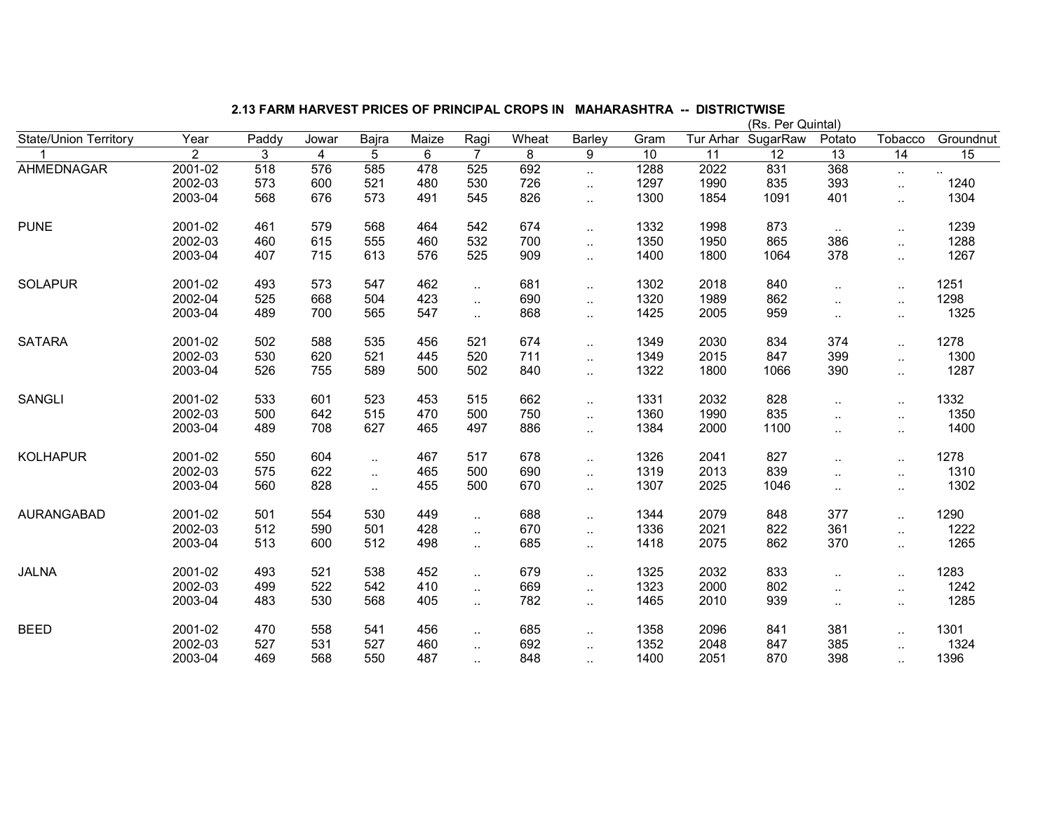## 2.13 FARM HARVEST PRICES OF PRINCIPAL CROPS IN MAHARASHTRA -- DISTRICTWISE

(Rs. Per Quintal)

| State/Union Territory | Year | Paddy | Jowar | Bajra | Maize | Ragi | Wheat | Barley | Gram | Tur Arhar | SugarRaw | Potato | Tobacco | Groundnut |
|---|---|---|---|---|---|---|---|---|---|---|---|---|---|---|
| 1 | 2 | 3 | 4 | 5 | 6 | 7 | 8 | 9 | 10 | 11 | 12 | 13 | 14 | 15 |
| AHMEDNAGAR | 2001-02 | 518 | 576 | 585 | 478 | 525 | 692 | .. | 1288 | 2022 | 831 | 368 | .. | .. |
| | 2002-03 | 573 | 600 | 521 | 480 | 530 | 726 | .. | 1297 | 1990 | 835 | 393 | .. | 1240 |
| | 2003-04 | 568 | 676 | 573 | 491 | 545 | 826 | .. | 1300 | 1854 | 1091 | 401 | .. | 1304 |
| PUNE | 2001-02 | 461 | 579 | 568 | 464 | 542 | 674 | .. | 1332 | 1998 | 873 | .. | .. | 1239 |
| | 2002-03 | 460 | 615 | 555 | 460 | 532 | 700 | .. | 1350 | 1950 | 865 | 386 | .. | 1288 |
| | 2003-04 | 407 | 715 | 613 | 576 | 525 | 909 | .. | 1400 | 1800 | 1064 | 378 | .. | 1267 |
| SOLAPUR | 2001-02 | 493 | 573 | 547 | 462 | .. | 681 | .. | 1302 | 2018 | 840 | .. | .. | 1251 |
| | 2002-04 | 525 | 668 | 504 | 423 | .. | 690 | .. | 1320 | 1989 | 862 | .. | .. | 1298 |
| | 2003-04 | 489 | 700 | 565 | 547 | .. | 868 | .. | 1425 | 2005 | 959 | .. | .. | 1325 |
| SATARA | 2001-02 | 502 | 588 | 535 | 456 | 521 | 674 | .. | 1349 | 2030 | 834 | 374 | .. | 1278 |
| | 2002-03 | 530 | 620 | 521 | 445 | 520 | 711 | .. | 1349 | 2015 | 847 | 399 | .. | 1300 |
| | 2003-04 | 526 | 755 | 589 | 500 | 502 | 840 | .. | 1322 | 1800 | 1066 | 390 | .. | 1287 |
| SANGLI | 2001-02 | 533 | 601 | 523 | 453 | 515 | 662 | .. | 1331 | 2032 | 828 | .. | .. | 1332 |
| | 2002-03 | 500 | 642 | 515 | 470 | 500 | 750 | .. | 1360 | 1990 | 835 | .. | .. | 1350 |
| | 2003-04 | 489 | 708 | 627 | 465 | 497 | 886 | .. | 1384 | 2000 | 1100 | .. | .. | 1400 |
| KOLHAPUR | 2001-02 | 550 | 604 | .. | 467 | 517 | 678 | .. | 1326 | 2041 | 827 | .. | .. | 1278 |
| | 2002-03 | 575 | 622 | .. | 465 | 500 | 690 | .. | 1319 | 2013 | 839 | .. | .. | 1310 |
| | 2003-04 | 560 | 828 | .. | 455 | 500 | 670 | .. | 1307 | 2025 | 1046 | .. | .. | 1302 |
| AURANGABAD | 2001-02 | 501 | 554 | 530 | 449 | .. | 688 | .. | 1344 | 2079 | 848 | 377 | .. | 1290 |
| | 2002-03 | 512 | 590 | 501 | 428 | .. | 670 | .. | 1336 | 2021 | 822 | 361 | .. | 1222 |
| | 2003-04 | 513 | 600 | 512 | 498 | .. | 685 | .. | 1418 | 2075 | 862 | 370 | .. | 1265 |
| JALNA | 2001-02 | 493 | 521 | 538 | 452 | .. | 679 | .. | 1325 | 2032 | 833 | .. | .. | 1283 |
| | 2002-03 | 499 | 522 | 542 | 410 | .. | 669 | .. | 1323 | 2000 | 802 | .. | .. | 1242 |
| | 2003-04 | 483 | 530 | 568 | 405 | .. | 782 | .. | 1465 | 2010 | 939 | .. | .. | 1285 |
| BEED | 2001-02 | 470 | 558 | 541 | 456 | .. | 685 | .. | 1358 | 2096 | 841 | 381 | .. | 1301 |
| | 2002-03 | 527 | 531 | 527 | 460 | .. | 692 | .. | 1352 | 2048 | 847 | 385 | .. | 1324 |
| | 2003-04 | 469 | 568 | 550 | 487 | .. | 848 | .. | 1400 | 2051 | 870 | 398 | .. | 1396 |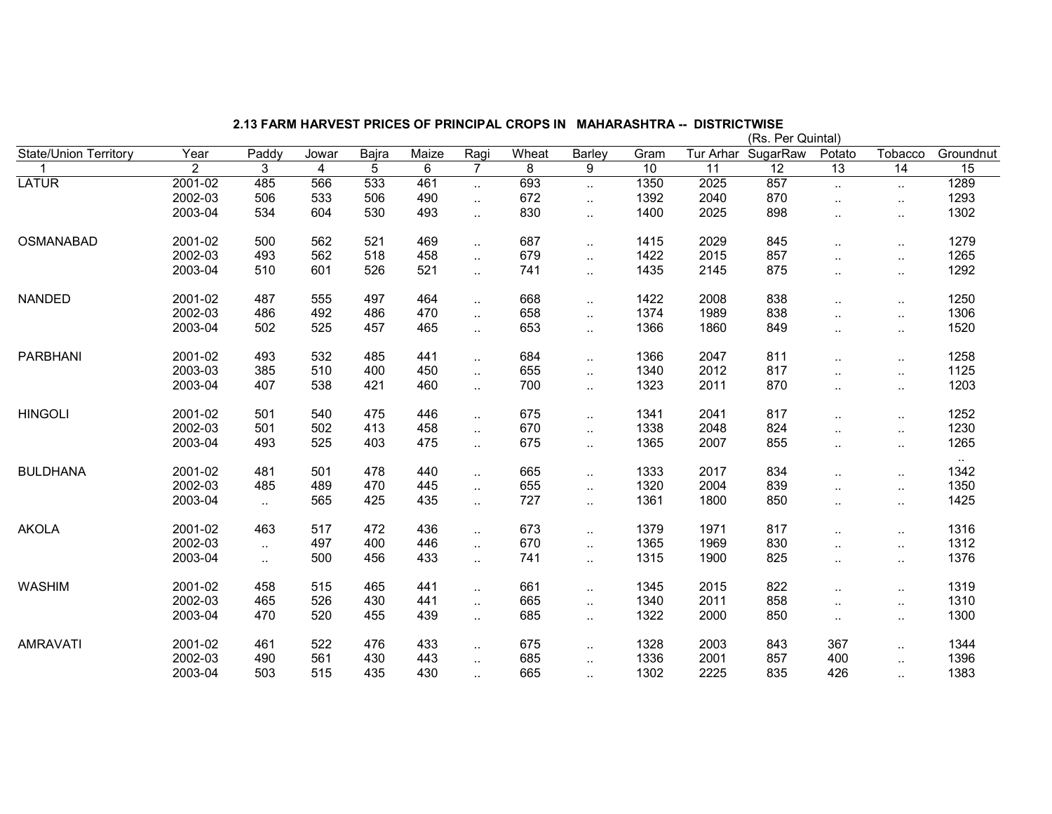## 2.13 FARM HARVEST PRICES OF PRINCIPAL CROPS IN MAHARASHTRA -- DISTRICTWISE

(Rs. Per Quintal)

| State/Union Territory | Year | Paddy | Jowar | Bajra | Maize | Ragi | Wheat | Barley | Gram | Tur Arhar | SugarRaw | Potato | Tobacco | Groundnut |
|---|---|---|---|---|---|---|---|---|---|---|---|---|---|---|
| 1 | 2 | 3 | 4 | 5 | 6 | 7 | 8 | 9 | 10 | 11 | 12 | 13 | 14 | 15 |
| LATUR | 2001-02 | 485 | 566 | 533 | 461 | .. | 693 | .. | 1350 | 2025 | 857 | .. | .. | 1289 |
| | 2002-03 | 506 | 533 | 506 | 490 | .. | 672 | .. | 1392 | 2040 | 870 | .. | .. | 1293 |
| | 2003-04 | 534 | 604 | 530 | 493 | .. | 830 | .. | 1400 | 2025 | 898 | .. | .. | 1302 |
| OSMANABAD | 2001-02 | 500 | 562 | 521 | 469 | .. | 687 | .. | 1415 | 2029 | 845 | .. | .. | 1279 |
| | 2002-03 | 493 | 562 | 518 | 458 | .. | 679 | .. | 1422 | 2015 | 857 | .. | .. | 1265 |
| | 2003-04 | 510 | 601 | 526 | 521 | .. | 741 | .. | 1435 | 2145 | 875 | .. | .. | 1292 |
| NANDED | 2001-02 | 487 | 555 | 497 | 464 | .. | 668 | .. | 1422 | 2008 | 838 | .. | .. | 1250 |
| | 2002-03 | 486 | 492 | 486 | 470 | .. | 658 | .. | 1374 | 1989 | 838 | .. | .. | 1306 |
| | 2003-04 | 502 | 525 | 457 | 465 | .. | 653 | .. | 1366 | 1860 | 849 | .. | .. | 1520 |
| PARBHANI | 2001-02 | 493 | 532 | 485 | 441 | .. | 684 | .. | 1366 | 2047 | 811 | .. | .. | 1258 |
| | 2003-03 | 385 | 510 | 400 | 450 | .. | 655 | .. | 1340 | 2012 | 817 | .. | .. | 1125 |
| | 2003-04 | 407 | 538 | 421 | 460 | .. | 700 | .. | 1323 | 2011 | 870 | .. | .. | 1203 |
| HINGOLI | 2001-02 | 501 | 540 | 475 | 446 | .. | 675 | .. | 1341 | 2041 | 817 | .. | .. | 1252 |
| | 2002-03 | 501 | 502 | 413 | 458 | .. | 670 | .. | 1338 | 2048 | 824 | .. | .. | 1230 |
| | 2003-04 | 493 | 525 | 403 | 475 | .. | 675 | .. | 1365 | 2007 | 855 | .. | .. | 1265 |
| | | | | | | | | | | | | | | .. |
| BULDHANA | 2001-02 | 481 | 501 | 478 | 440 | .. | 665 | .. | 1333 | 2017 | 834 | .. | .. | 1342 |
| | 2002-03 | 485 | 489 | 470 | 445 | .. | 655 | .. | 1320 | 2004 | 839 | .. | .. | 1350 |
| | 2003-04 | .. | 565 | 425 | 435 | .. | 727 | .. | 1361 | 1800 | 850 | .. | .. | 1425 |
| AKOLA | 2001-02 | 463 | 517 | 472 | 436 | .. | 673 | .. | 1379 | 1971 | 817 | .. | .. | 1316 |
| | 2002-03 | .. | 497 | 400 | 446 | .. | 670 | .. | 1365 | 1969 | 830 | .. | .. | 1312 |
| | 2003-04 | .. | 500 | 456 | 433 | .. | 741 | .. | 1315 | 1900 | 825 | .. | .. | 1376 |
| WASHIM | 2001-02 | 458 | 515 | 465 | 441 | .. | 661 | .. | 1345 | 2015 | 822 | .. | .. | 1319 |
| | 2002-03 | 465 | 526 | 430 | 441 | .. | 665 | .. | 1340 | 2011 | 858 | .. | .. | 1310 |
| | 2003-04 | 470 | 520 | 455 | 439 | .. | 685 | .. | 1322 | 2000 | 850 | .. | .. | 1300 |
| AMRAVATI | 2001-02 | 461 | 522 | 476 | 433 | .. | 675 | .. | 1328 | 2003 | 843 | 367 | .. | 1344 |
| | 2002-03 | 490 | 561 | 430 | 443 | .. | 685 | .. | 1336 | 2001 | 857 | 400 | .. | 1396 |
| | 2003-04 | 503 | 515 | 435 | 430 | .. | 665 | .. | 1302 | 2225 | 835 | 426 | .. | 1383 |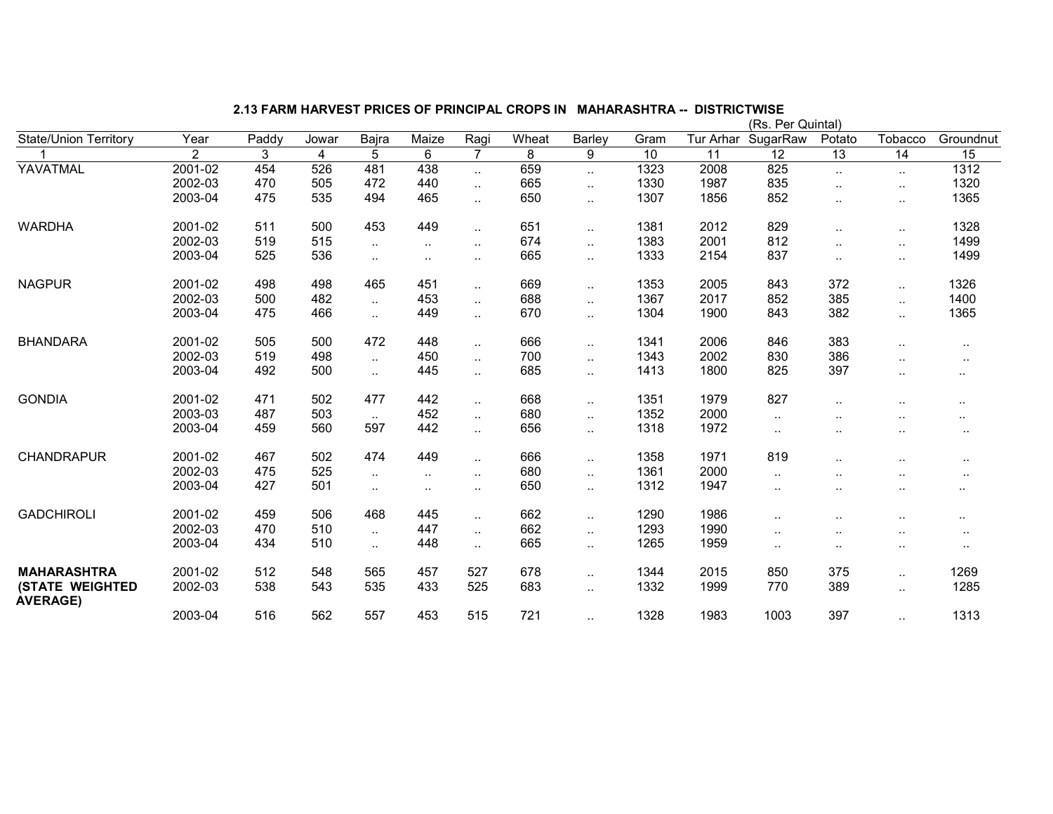## 2.13 FARM HARVEST PRICES OF PRINCIPAL CROPS IN MAHARASHTRA -- DISTRICTWISE

(Rs. Per Quintal)

| State/Union Territory | Year | Paddy | Jowar | Bajra | Maize | Ragi | Wheat | Barley | Gram | Tur Arhar | SugarRaw | Potato | Tobacco | Groundnut |
|---|---|---|---|---|---|---|---|---|---|---|---|---|---|---|
| 1 | 2 | 3 | 4 | 5 | 6 | 7 | 8 | 9 | 10 | 11 | 12 | 13 | 14 | 15 |
| YAVATMAL | 2001-02 | 454 | 526 | 481 | 438 | .. | 659 | .. | 1323 | 2008 | 825 | .. | .. | 1312 |
| | 2002-03 | 470 | 505 | 472 | 440 | .. | 665 | .. | 1330 | 1987 | 835 | .. | .. | 1320 |
| | 2003-04 | 475 | 535 | 494 | 465 | .. | 650 | .. | 1307 | 1856 | 852 | .. | .. | 1365 |
| WARDHA | 2001-02 | 511 | 500 | 453 | 449 | .. | 651 | .. | 1381 | 2012 | 829 | .. | .. | 1328 |
| | 2002-03 | 519 | 515 | .. | .. | .. | 674 | .. | 1383 | 2001 | 812 | .. | .. | 1499 |
| | 2003-04 | 525 | 536 | .. | .. | .. | 665 | .. | 1333 | 2154 | 837 | .. | .. | 1499 |
| NAGPUR | 2001-02 | 498 | 498 | 465 | 451 | .. | 669 | .. | 1353 | 2005 | 843 | 372 | .. | 1326 |
| | 2002-03 | 500 | 482 | .. | 453 | .. | 688 | .. | 1367 | 2017 | 852 | 385 | .. | 1400 |
| | 2003-04 | 475 | 466 | .. | 449 | .. | 670 | .. | 1304 | 1900 | 843 | 382 | .. | 1365 |
| BHANDARA | 2001-02 | 505 | 500 | 472 | 448 | .. | 666 | .. | 1341 | 2006 | 846 | 383 | .. | .. |
| | 2002-03 | 519 | 498 | .. | 450 | .. | 700 | .. | 1343 | 2002 | 830 | 386 | .. | .. |
| | 2003-04 | 492 | 500 | .. | 445 | .. | 685 | .. | 1413 | 1800 | 825 | 397 | .. | .. |
| GONDIA | 2001-02 | 471 | 502 | 477 | 442 | .. | 668 | .. | 1351 | 1979 | 827 | .. | .. | .. |
| | 2003-03 | 487 | 503 | .. | 452 | .. | 680 | .. | 1352 | 2000 | .. | .. | .. | .. |
| | 2003-04 | 459 | 560 | 597 | 442 | .. | 656 | .. | 1318 | 1972 | .. | .. | .. | .. |
| CHANDRAPUR | 2001-02 | 467 | 502 | 474 | 449 | .. | 666 | .. | 1358 | 1971 | 819 | .. | .. | .. |
| | 2002-03 | 475 | 525 | .. | .. | .. | 680 | .. | 1361 | 2000 | .. | .. | .. | .. |
| | 2003-04 | 427 | 501 | .. | .. | .. | 650 | .. | 1312 | 1947 | .. | .. | .. | .. |
| GADCHIROLI | 2001-02 | 459 | 506 | 468 | 445 | .. | 662 | .. | 1290 | 1986 | .. | .. | .. | .. |
| | 2002-03 | 470 | 510 | .. | 447 | .. | 662 | .. | 1293 | 1990 | .. | .. | .. | .. |
| | 2003-04 | 434 | 510 | .. | 448 | .. | 665 | .. | 1265 | 1959 | .. | .. | .. | .. |
| **MAHARASHTRA** | 2001-02 | 512 | 548 | 565 | 457 | 527 | 678 | .. | 1344 | 2015 | 850 | 375 | .. | 1269 |
| **(STATE WEIGHTED AVERAGE)** | 2002-03 | 538 | 543 | 535 | 433 | 525 | 683 | .. | 1332 | 1999 | 770 | 389 | .. | 1285 |
| | 2003-04 | 516 | 562 | 557 | 453 | 515 | 721 | .. | 1328 | 1983 | 1003 | 397 | .. | 1313 |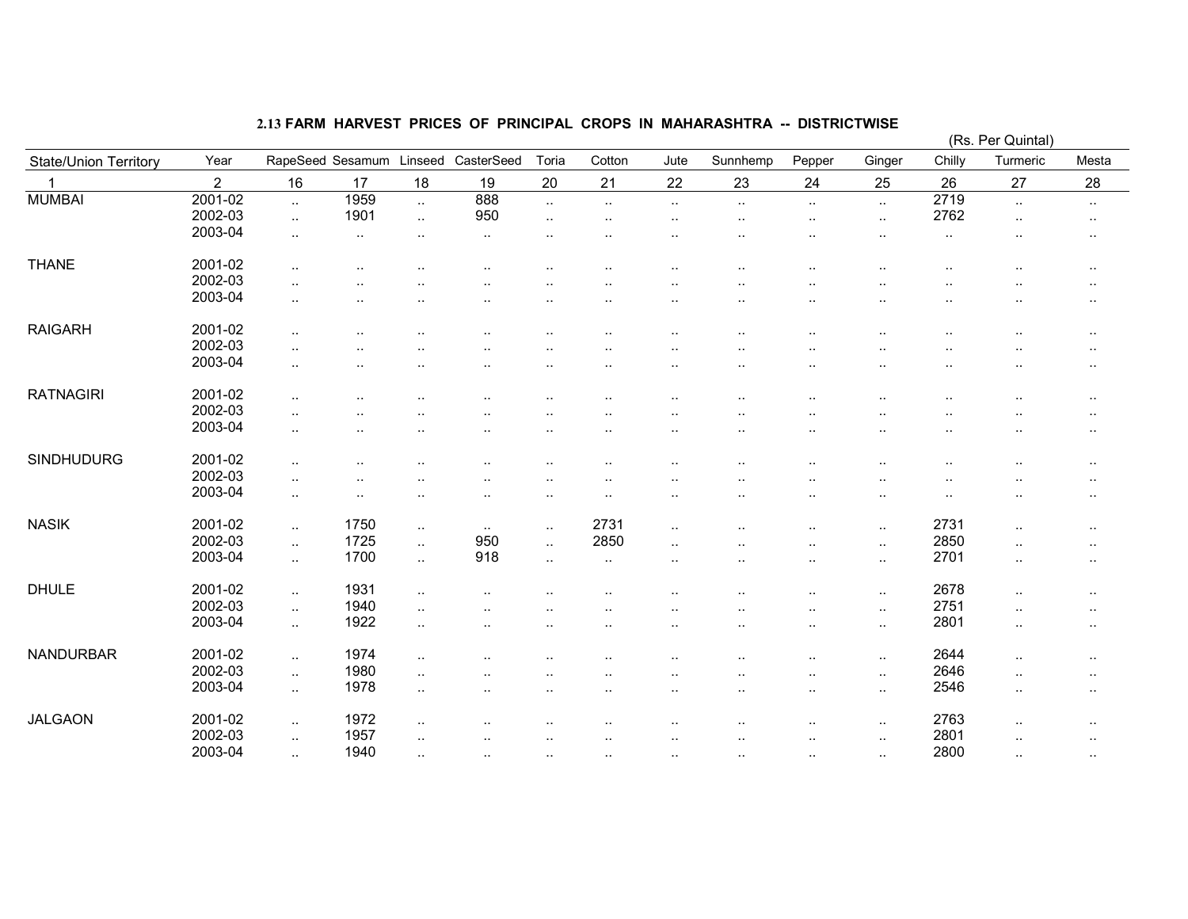## 2.13 FARM HARVEST PRICES OF PRINCIPAL CROPS IN MAHARASHTRA -- DISTRICTWISE

(Rs. Per Quintal)

| State/Union Territory | Year | RapeSeed | Sesamum | Linseed | CasterSeed | Toria | Cotton | Jute | Sunnhemp | Pepper | Ginger | Chilly | Turmeric | Mesta |
|---|---|---|---|---|---|---|---|---|---|---|---|---|---|---|
| 1 | 2 | 16 | 17 | 18 | 19 | 20 | 21 | 22 | 23 | 24 | 25 | 26 | 27 | 28 |
| MUMBAI | 2001-02 | .. | 1959 | .. | 888 | .. | .. | .. | .. | .. | .. | 2719 | .. | .. |
| | 2002-03 | .. | 1901 | .. | 950 | .. | .. | .. | .. | .. | .. | 2762 | .. | .. |
| | 2003-04 | .. | .. | .. | .. | .. | .. | .. | .. | .. | .. | .. | .. | .. |
| THANE | 2001-02 | .. | .. | .. | .. | .. | .. | .. | .. | .. | .. | .. | .. | .. |
| | 2002-03 | .. | .. | .. | .. | .. | .. | .. | .. | .. | .. | .. | .. | .. |
| | 2003-04 | .. | .. | .. | .. | .. | .. | .. | .. | .. | .. | .. | .. | .. |
| RAIGARH | 2001-02 | .. | .. | .. | .. | .. | .. | .. | .. | .. | .. | .. | .. | .. |
| | 2002-03 | .. | .. | .. | .. | .. | .. | .. | .. | .. | .. | .. | .. | .. |
| | 2003-04 | .. | .. | .. | .. | .. | .. | .. | .. | .. | .. | .. | .. | .. |
| RATNAGIRI | 2001-02 | .. | .. | .. | .. | .. | .. | .. | .. | .. | .. | .. | .. | .. |
| | 2002-03 | .. | .. | .. | .. | .. | .. | .. | .. | .. | .. | .. | .. | .. |
| | 2003-04 | .. | .. | .. | .. | .. | .. | .. | .. | .. | .. | .. | .. | .. |
| SINDHUDURG | 2001-02 | .. | .. | .. | .. | .. | .. | .. | .. | .. | .. | .. | .. | .. |
| | 2002-03 | .. | .. | .. | .. | .. | .. | .. | .. | .. | .. | .. | .. | .. |
| | 2003-04 | .. | .. | .. | .. | .. | .. | .. | .. | .. | .. | .. | .. | .. |
| NASIK | 2001-02 | .. | 1750 | .. | .. | .. | 2731 | .. | .. | .. | .. | 2731 | .. | .. |
| | 2002-03 | .. | 1725 | .. | 950 | .. | 2850 | .. | .. | .. | .. | 2850 | .. | .. |
| | 2003-04 | .. | 1700 | .. | 918 | .. | .. | .. | .. | .. | .. | 2701 | .. | .. |
| DHULE | 2001-02 | .. | 1931 | .. | .. | .. | .. | .. | .. | .. | .. | 2678 | .. | .. |
| | 2002-03 | .. | 1940 | .. | .. | .. | .. | .. | .. | .. | .. | 2751 | .. | .. |
| | 2003-04 | .. | 1922 | .. | .. | .. | .. | .. | .. | .. | .. | 2801 | .. | .. |
| NANDURBAR | 2001-02 | .. | 1974 | .. | .. | .. | .. | .. | .. | .. | .. | 2644 | .. | .. |
| | 2002-03 | .. | 1980 | .. | .. | .. | .. | .. | .. | .. | .. | 2646 | .. | .. |
| | 2003-04 | .. | 1978 | .. | .. | .. | .. | .. | .. | .. | .. | 2546 | .. | .. |
| JALGAON | 2001-02 | .. | 1972 | .. | .. | .. | .. | .. | .. | .. | .. | 2763 | .. | .. |
| | 2002-03 | .. | 1957 | .. | .. | .. | .. | .. | .. | .. | .. | 2801 | .. | .. |
| | 2003-04 | .. | 1940 | .. | .. | .. | .. | .. | .. | .. | .. | 2800 | .. | .. |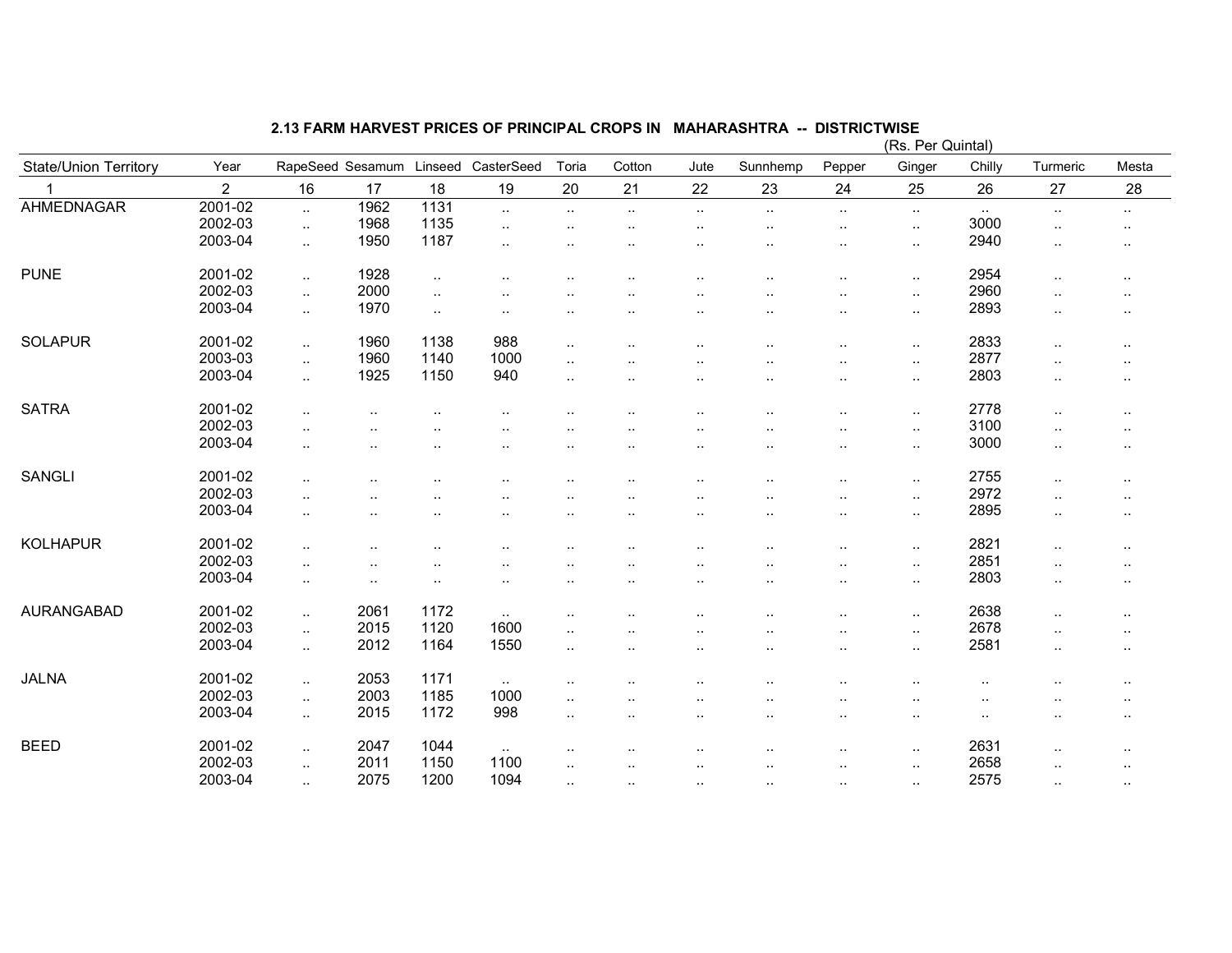## 2.13 FARM HARVEST PRICES OF PRINCIPAL CROPS IN MAHARASHTRA -- DISTRICTWISE

(Rs. Per Quintal)

| State/Union Territory | Year | RapeSeed | Sesamum | Linseed | CasterSeed | Toria | Cotton | Jute | Sunnhemp | Pepper | Ginger | Chilly | Turmeric | Mesta |
|---|---|---|---|---|---|---|---|---|---|---|---|---|---|---|
| 1 | 2 | 16 | 17 | 18 | 19 | 20 | 21 | 22 | 23 | 24 | 25 | 26 | 27 | 28 |
| AHMEDNAGAR | 2001-02 | .. | 1962 | 1131 | .. | .. | .. | .. | .. | .. | .. | .. | .. | .. |
| | 2002-03 | .. | 1968 | 1135 | .. | .. | .. | .. | .. | .. | .. | 3000 | .. | .. |
| | 2003-04 | .. | 1950 | 1187 | .. | .. | .. | .. | .. | .. | .. | 2940 | .. | .. |
| PUNE | 2001-02 | .. | 1928 | .. | .. | .. | .. | .. | .. | .. | .. | 2954 | .. | .. |
| | 2002-03 | .. | 2000 | .. | .. | .. | .. | .. | .. | .. | .. | 2960 | .. | .. |
| | 2003-04 | .. | 1970 | .. | .. | .. | .. | .. | .. | .. | .. | 2893 | .. | .. |
| SOLAPUR | 2001-02 | .. | 1960 | 1138 | 988 | .. | .. | .. | .. | .. | .. | 2833 | .. | .. |
| | 2003-03 | .. | 1960 | 1140 | 1000 | .. | .. | .. | .. | .. | .. | 2877 | .. | .. |
| | 2003-04 | .. | 1925 | 1150 | 940 | .. | .. | .. | .. | .. | .. | 2803 | .. | .. |
| SATRA | 2001-02 | .. | .. | .. | .. | .. | .. | .. | .. | .. | .. | 2778 | .. | .. |
| | 2002-03 | .. | .. | .. | .. | .. | .. | .. | .. | .. | .. | 3100 | .. | .. |
| | 2003-04 | .. | .. | .. | .. | .. | .. | .. | .. | .. | .. | 3000 | .. | .. |
| SANGLI | 2001-02 | .. | .. | .. | .. | .. | .. | .. | .. | .. | .. | 2755 | .. | .. |
| | 2002-03 | .. | .. | .. | .. | .. | .. | .. | .. | .. | .. | 2972 | .. | .. |
| | 2003-04 | .. | .. | .. | .. | .. | .. | .. | .. | .. | .. | 2895 | .. | .. |
| KOLHAPUR | 2001-02 | .. | .. | .. | .. | .. | .. | .. | .. | .. | .. | 2821 | .. | .. |
| | 2002-03 | .. | .. | .. | .. | .. | .. | .. | .. | .. | .. | 2851 | .. | .. |
| | 2003-04 | .. | .. | .. | .. | .. | .. | .. | .. | .. | .. | 2803 | .. | .. |
| AURANGABAD | 2001-02 | .. | 2061 | 1172 | .. | .. | .. | .. | .. | .. | .. | 2638 | .. | .. |
| | 2002-03 | .. | 2015 | 1120 | 1600 | .. | .. | .. | .. | .. | .. | 2678 | .. | .. |
| | 2003-04 | .. | 2012 | 1164 | 1550 | .. | .. | .. | .. | .. | .. | 2581 | .. | .. |
| JALNA | 2001-02 | .. | 2053 | 1171 | .. | .. | .. | .. | .. | .. | .. | .. | .. | .. |
| | 2002-03 | .. | 2003 | 1185 | 1000 | .. | .. | .. | .. | .. | .. | .. | .. | .. |
| | 2003-04 | .. | 2015 | 1172 | 998 | .. | .. | .. | .. | .. | .. | .. | .. | .. |
| BEED | 2001-02 | .. | 2047 | 1044 | .. | .. | .. | .. | .. | .. | .. | 2631 | .. | .. |
| | 2002-03 | .. | 2011 | 1150 | 1100 | .. | .. | .. | .. | .. | .. | 2658 | .. | .. |
| | 2003-04 | .. | 2075 | 1200 | 1094 | .. | .. | .. | .. | .. | .. | 2575 | .. | .. |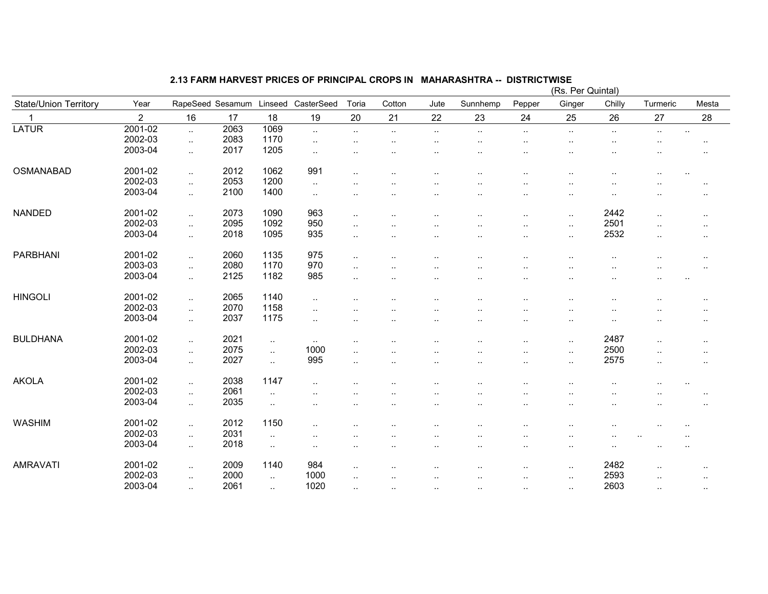## 2.13 FARM HARVEST PRICES OF PRINCIPAL CROPS IN MAHARASHTRA -- DISTRICTWISE

(Rs. Per Quintal)

| State/Union Territory | Year | RapeSeed | Sesamum | Linseed | CasterSeed | Toria | Cotton | Jute | Sunnhemp | Pepper | Ginger | Chilly | Turmeric | Mesta |
|---|---|---|---|---|---|---|---|---|---|---|---|---|---|---|
| 1 | 2 | 16 | 17 | 18 | 19 | 20 | 21 | 22 | 23 | 24 | 25 | 26 | 27 | 28 |
| LATUR | 2001-02 | .. | 2063 | 1069 | .. | .. | .. | .. | .. | .. | .. | .. | .. | .. |
| | 2002-03 | .. | 2083 | 1170 | .. | .. | .. | .. | .. | .. | .. | .. | .. | .. |
| | 2003-04 | .. | 2017 | 1205 | .. | .. | .. | .. | .. | .. | .. | .. | .. | .. |
| OSMANABAD | 2001-02 | .. | 2012 | 1062 | 991 | .. | .. | .. | .. | .. | .. | .. | .. | .. |
| | 2002-03 | .. | 2053 | 1200 | .. | .. | .. | .. | .. | .. | .. | .. | .. | .. |
| | 2003-04 | .. | 2100 | 1400 | .. | .. | .. | .. | .. | .. | .. | .. | .. | .. |
| NANDED | 2001-02 | .. | 2073 | 1090 | 963 | .. | .. | .. | .. | .. | .. | 2442 | .. | .. |
| | 2002-03 | .. | 2095 | 1092 | 950 | .. | .. | .. | .. | .. | .. | 2501 | .. | .. |
| | 2003-04 | .. | 2018 | 1095 | 935 | .. | .. | .. | .. | .. | .. | 2532 | .. | .. |
| PARBHANI | 2001-02 | .. | 2060 | 1135 | 975 | .. | .. | .. | .. | .. | .. | .. | .. | .. |
| | 2003-03 | .. | 2080 | 1170 | 970 | .. | .. | .. | .. | .. | .. | .. | .. | .. |
| | 2003-04 | .. | 2125 | 1182 | 985 | .. | .. | .. | .. | .. | .. | .. | .. | .. |
| HINGOLI | 2001-02 | .. | 2065 | 1140 | .. | .. | .. | .. | .. | .. | .. | .. | .. | .. |
| | 2002-03 | .. | 2070 | 1158 | .. | .. | .. | .. | .. | .. | .. | .. | .. | .. |
| | 2003-04 | .. | 2037 | 1175 | .. | .. | .. | .. | .. | .. | .. | .. | .. | .. |
| BULDHANA | 2001-02 | .. | 2021 | .. | .. | .. | .. | .. | .. | .. | .. | 2487 | .. | .. |
| | 2002-03 | .. | 2075 | .. | 1000 | .. | .. | .. | .. | .. | .. | 2500 | .. | .. |
| | 2003-04 | .. | 2027 | .. | 995 | .. | .. | .. | .. | .. | .. | 2575 | .. | .. |
| AKOLA | 2001-02 | .. | 2038 | 1147 | .. | .. | .. | .. | .. | .. | .. | .. | .. | .. |
| | 2002-03 | .. | 2061 | .. | .. | .. | .. | .. | .. | .. | .. | .. | .. | .. |
| | 2003-04 | .. | 2035 | .. | .. | .. | .. | .. | .. | .. | .. | .. | .. | .. |
| WASHIM | 2001-02 | .. | 2012 | 1150 | .. | .. | .. | .. | .. | .. | .. | .. | .. | .. |
| | 2002-03 | .. | 2031 | .. | .. | .. | .. | .. | .. | .. | .. | .. | .. | .. |
| | 2003-04 | .. | 2018 | .. | .. | .. | .. | .. | .. | .. | .. | .. | .. | .. |
| AMRAVATI | 2001-02 | .. | 2009 | 1140 | 984 | .. | .. | .. | .. | .. | .. | 2482 | .. | .. |
| | 2002-03 | .. | 2000 | .. | 1000 | .. | .. | .. | .. | .. | .. | 2593 | .. | .. |
| | 2003-04 | .. | 2061 | .. | 1020 | .. | .. | .. | .. | .. | .. | 2603 | .. | .. |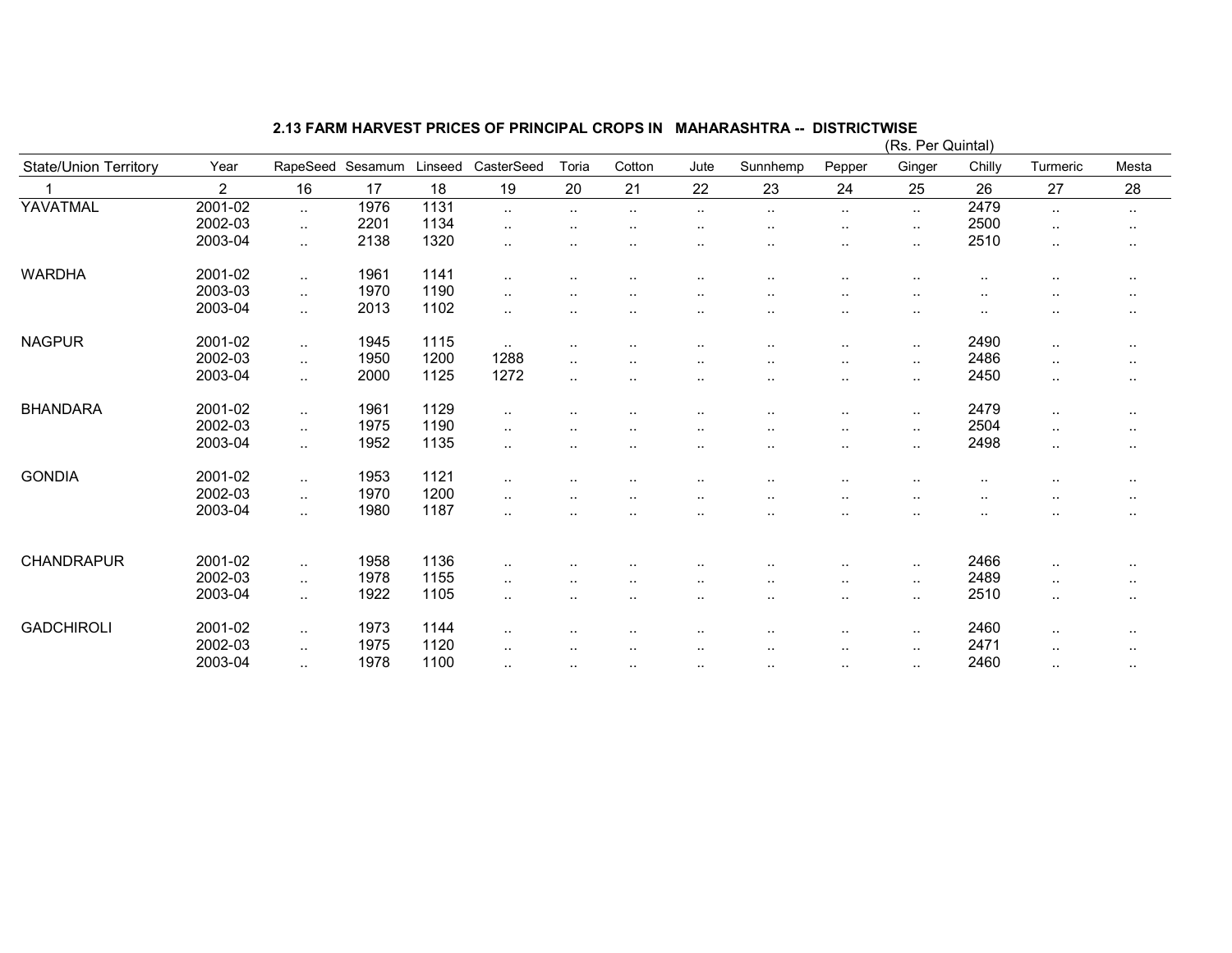## 2.13 FARM HARVEST PRICES OF PRINCIPAL CROPS IN MAHARASHTRA -- DISTRICTWISE

(Rs. Per Quintal)

| State/Union Territory | Year | RapeSeed | Sesamum | Linseed | CasterSeed | Toria | Cotton | Jute | Sunnhemp | Pepper | Ginger | Chilly | Turmeric | Mesta |
|---|---|---|---|---|---|---|---|---|---|---|---|---|---|---|
| 1 | 2 | 16 | 17 | 18 | 19 | 20 | 21 | 22 | 23 | 24 | 25 | 26 | 27 | 28 |
| YAVATMAL | 2001-02 | .. | 1976 | 1131 | .. | .. | .. | .. | .. | .. | .. | 2479 | .. | .. |
| | 2002-03 | .. | 2201 | 1134 | .. | .. | .. | .. | .. | .. | .. | 2500 | .. | .. |
| | 2003-04 | .. | 2138 | 1320 | .. | .. | .. | .. | .. | .. | .. | 2510 | .. | .. |
| WARDHA | 2001-02 | .. | 1961 | 1141 | .. | .. | .. | .. | .. | .. | .. | .. | .. | .. |
| | 2003-03 | .. | 1970 | 1190 | .. | .. | .. | .. | .. | .. | .. | .. | .. | .. |
| | 2003-04 | .. | 2013 | 1102 | .. | .. | .. | .. | .. | .. | .. | .. | .. | .. |
| NAGPUR | 2001-02 | .. | 1945 | 1115 | .. | .. | .. | .. | .. | .. | .. | 2490 | .. | .. |
| | 2002-03 | .. | 1950 | 1200 | 1288 | .. | .. | .. | .. | .. | .. | 2486 | .. | .. |
| | 2003-04 | .. | 2000 | 1125 | 1272 | .. | .. | .. | .. | .. | .. | 2450 | .. | .. |
| BHANDARA | 2001-02 | .. | 1961 | 1129 | .. | .. | .. | .. | .. | .. | .. | 2479 | .. | .. |
| | 2002-03 | .. | 1975 | 1190 | .. | .. | .. | .. | .. | .. | .. | 2504 | .. | .. |
| | 2003-04 | .. | 1952 | 1135 | .. | .. | .. | .. | .. | .. | .. | 2498 | .. | .. |
| GONDIA | 2001-02 | .. | 1953 | 1121 | .. | .. | .. | .. | .. | .. | .. | .. | .. | .. |
| | 2002-03 | .. | 1970 | 1200 | .. | .. | .. | .. | .. | .. | .. | .. | .. | .. |
| | 2003-04 | .. | 1980 | 1187 | .. | .. | .. | .. | .. | .. | .. | .. | .. | .. |
| CHANDRAPUR | 2001-02 | .. | 1958 | 1136 | .. | .. | .. | .. | .. | .. | .. | 2466 | .. | .. |
| | 2002-03 | .. | 1978 | 1155 | .. | .. | .. | .. | .. | .. | .. | 2489 | .. | .. |
| | 2003-04 | .. | 1922 | 1105 | .. | .. | .. | .. | .. | .. | .. | 2510 | .. | .. |
| GADCHIROLI | 2001-02 | .. | 1973 | 1144 | .. | .. | .. | .. | .. | .. | .. | 2460 | .. | .. |
| | 2002-03 | .. | 1975 | 1120 | .. | .. | .. | .. | .. | .. | .. | 2471 | .. | .. |
| | 2003-04 | .. | 1978 | 1100 | .. | .. | .. | .. | .. | .. | .. | 2460 | .. | .. |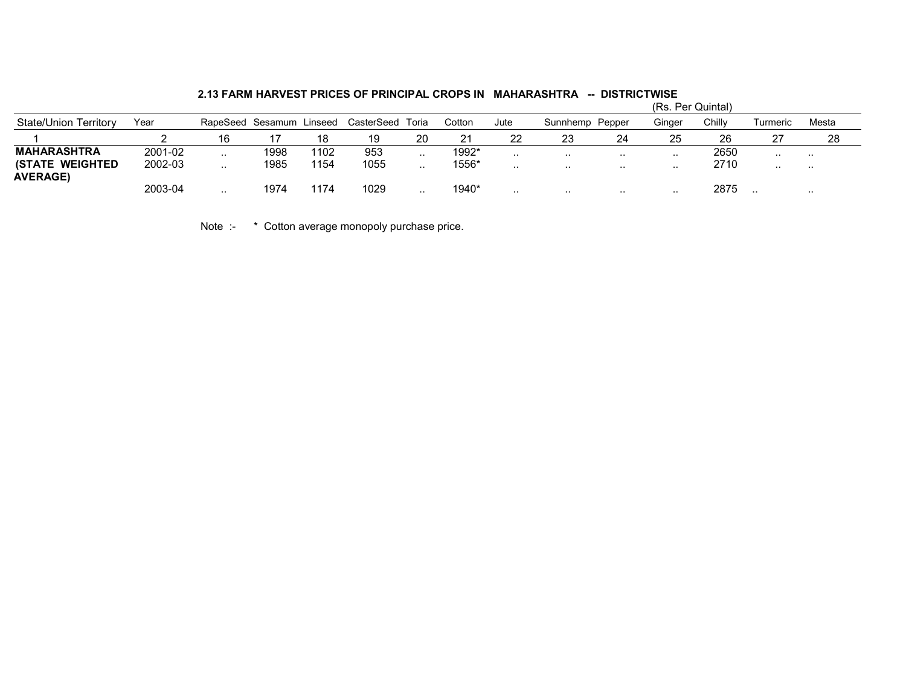## 2.13 FARM HARVEST PRICES OF PRINCIPAL CROPS IN MAHARASHTRA -- DISTRICTWISE

(Rs. Per Quintal)

| State/Union Territory | Year | RapeSeed | Sesamum | Linseed | CasterSeed | Toria | Cotton | Jute | Sunnhemp | Pepper | Ginger | Chilly | Turmeric | Mesta |
|---|---|---|---|---|---|---|---|---|---|---|---|---|---|---|
| 1 | 2 | 16 | 17 | 18 | 19 | 20 | 21 | 22 | 23 | 24 | 25 | 26 | 27 | 28 |
| **MAHARASHTRA (STATE WEIGHTED AVERAGE)** | 2001-02 | .. | 1998 | 1102 | 953 | .. | 1992* | .. | .. | .. | .. | 2650 | .. | .. |
| | 2002-03 | .. | 1985 | 1154 | 1055 | .. | 1556* | .. | .. | .. | .. | 2710 | .. | .. |
| | 2003-04 | .. | 1974 | 1174 | 1029 | .. | 1940* | .. | .. | .. | .. | 2875 | .. | .. |

Note :- * Cotton average monopoly purchase price.